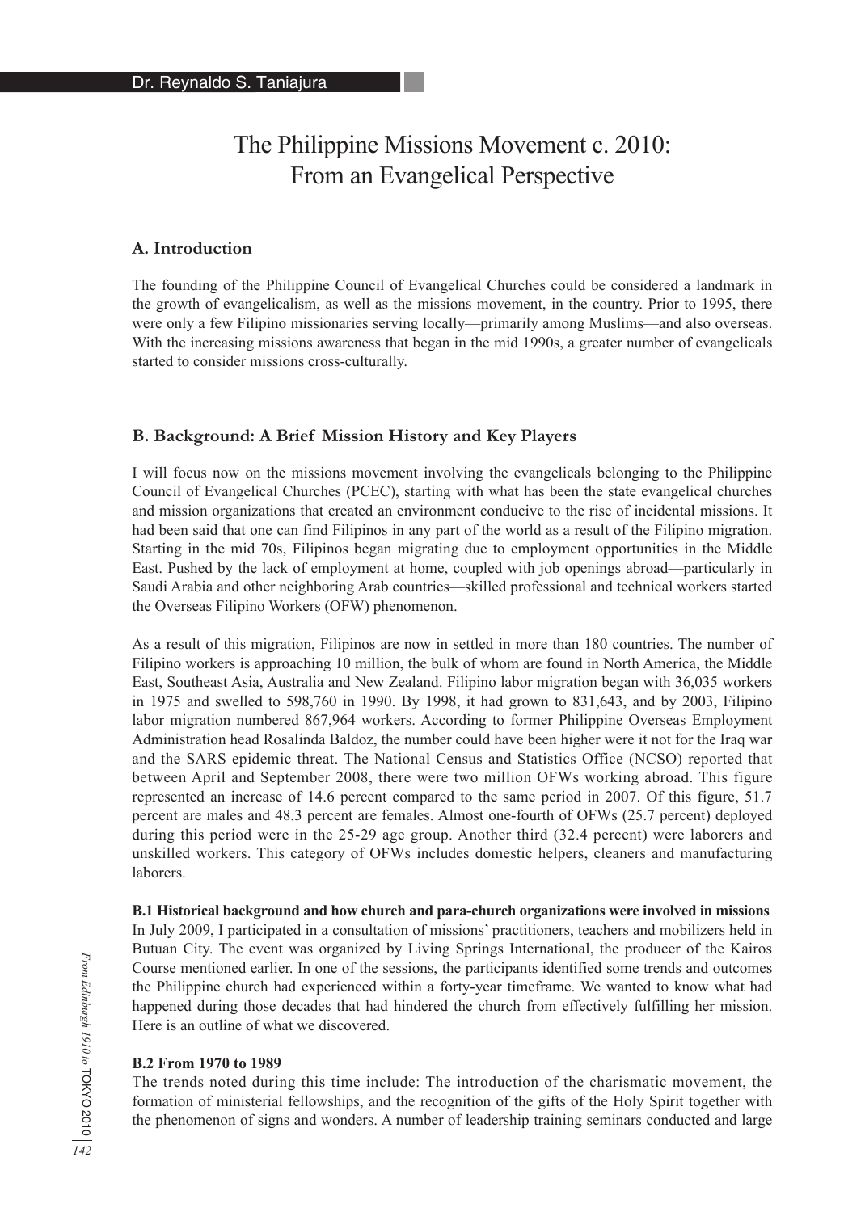Dr. Reynaldo S. Taniajura

# The Philippine Missions Movement c. 2010: From an Evangelical Perspective

## A. Introduction

The founding of the Philippine Council of Evangelical Churches could be considered a landmark in the growth of evangelicalism, as well as the missions movement, in the country. Prior to 1995, there were only a few Filipino missionaries serving locally—primarily among Muslims—and also overseas. With the increasing missions awareness that began in the mid 1990s, a greater number of evangelicals started to consider missions cross-culturally.

## B. Background: A Brief Mission History and Key Players

I will focus now on the missions movement involving the evangelicals belonging to the Philippine Council of Evangelical Churches (PCEC), starting with what has been the state evangelical churches and mission organizations that created an environment conducive to the rise of incidental missions. It had been said that one can find Filipinos in any part of the world as a result of the Filipino migration. Starting in the mid 70s, Filipinos began migrating due to employment opportunities in the Middle East. Pushed by the lack of employment at home, coupled with job openings abroad—particularly in Saudi Arabia and other neighboring Arab countries—skilled professional and technical workers started the Overseas Filipino Workers (OFW) phenomenon.

As a result of this migration, Filipinos are now in settled in more than 180 countries. The number of Filipino workers is approaching 10 million, the bulk of whom are found in North America, the Middle East, Southeast Asia, Australia and New Zealand. Filipino labor migration began with 36,035 workers in 1975 and swelled to 598,760 in 1990. By 1998, it had grown to 831,643, and by 2003, Filipino labor migration numbered 867,964 workers. According to former Philippine Overseas Employment Administration head Rosalinda Baldoz, the number could have been higher were it not for the Iraq war and the SARS epidemic threat. The National Census and Statistics Office (NCSO) reported that between April and September 2008, there were two million OFWs working abroad. This figure represented an increase of 14.6 percent compared to the same period in 2007. Of this figure, 51.7 percent are males and 48.3 percent are females. Almost one-fourth of OFWs (25.7 percent) deployed during this period were in the 25-29 age group. Another third (32.4 percent) were laborers and unskilled workers. This category of OFWs includes domestic helpers, cleaners and manufacturing laborers.

### B.1 Historical background and how church and para-church organizations were involved in missions

In July 2009, I participated in a consultation of missions' practitioners, teachers and mobilizers held in Butuan City. The event was organized by Living Springs International, the producer of the Kairos Course mentioned earlier. In one of the sessions, the participants identified some trends and outcomes the Philippine church had experienced within a forty-year timeframe. We wanted to know what had happened during those decades that had hindered the church from effectively fulfilling her mission. Here is an outline of what we discovered.

### B.2 From 1970 to 1989

The trends noted during this time include: The introduction of the charismatic movement, the formation of ministerial fellowships, and the recognition of the gifts of the Holy Spirit together with the phenomenon of signs and wonders. A number of leadership training seminars conducted and large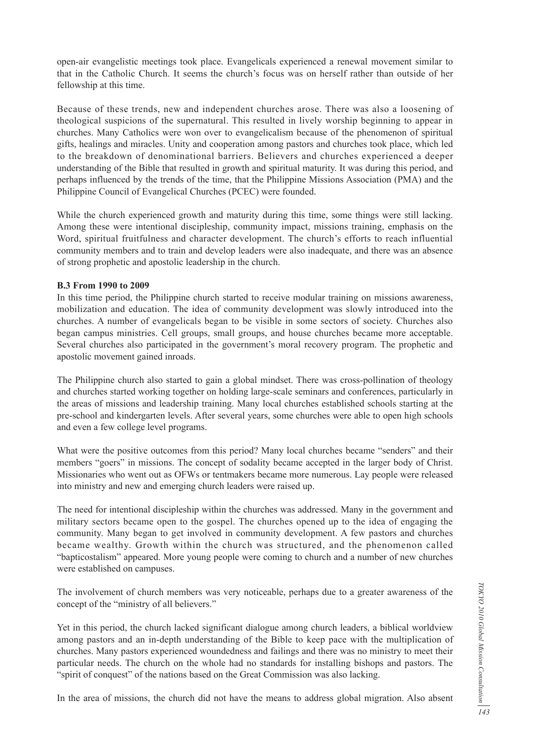open-air evangelistic meetings took place. Evangelicals experienced a renewal movement similar to that in the Catholic Church. It seems the church's focus was on herself rather than outside of her fellowship at this time.

Because of these trends, new and independent churches arose. There was also a loosening of theological suspicions of the supernatural. This resulted in lively worship beginning to appear in churches. Many Catholics were won over to evangelicalism because of the phenomenon of spiritual gifts, healings and miracles. Unity and cooperation among pastors and churches took place, which led to the breakdown of denominational barriers. Believers and churches experienced a deeper understanding of the Bible that resulted in growth and spiritual maturity. It was during this period, and perhaps influenced by the trends of the time, that the Philippine Missions Association (PMA) and the Philippine Council of Evangelical Churches (PCEC) were founded.

While the church experienced growth and maturity during this time, some things were still lacking. Among these were intentional discipleship, community impact, missions training, emphasis on the Word, spiritual fruitfulness and character development. The church's efforts to reach influential community members and to train and develop leaders were also inadequate, and there was an absence of strong prophetic and apostolic leadership in the church.

**B.3 From 1990 to 2009**

In this time period, the Philippine church started to receive modular training on missions awareness, mobilization and education. The idea of community development was slowly introduced into the churches. A number of evangelicals began to be visible in some sectors of society. Churches also began campus ministries. Cell groups, small groups, and house churches became more acceptable. Several churches also participated in the government's moral recovery program. The prophetic and apostolic movement gained inroads.

The Philippine church also started to gain a global mindset. There was cross-pollination of theology and churches started working together on holding large-scale seminars and conferences, particularly in the areas of missions and leadership training. Many local churches established schools starting at the pre-school and kindergarten levels. After several years, some churches were able to open high schools and even a few college level programs.

What were the positive outcomes from this period? Many local churches became "senders" and their members "goers" in missions. The concept of sodality became accepted in the larger body of Christ. Missionaries who went out as OFWs or tentmakers became more numerous. Lay people were released into ministry and new and emerging church leaders were raised up.

The need for intentional discipleship within the churches was addressed. Many in the government and military sectors became open to the gospel. The churches opened up to the idea of engaging the community. Many began to get involved in community development. A few pastors and churches became wealthy. Growth within the church was structured, and the phenomenon called "bapticostalism" appeared. More young people were coming to church and a number of new churches were established on campuses.

The involvement of church members was very noticeable, perhaps due to a greater awareness of the concept of the "ministry of all believers."

Yet in this period, the church lacked significant dialogue among church leaders, a biblical worldview among pastors and an in-depth understanding of the Bible to keep pace with the multiplication of churches. Many pastors experienced woundedness and failings and there was no ministry to meet their particular needs. The church on the whole had no standards for installing bishops and pastors. The "spirit of conquest" of the nations based on the Great Commission was also lacking.

In the area of missions, the church did not have the means to address global migration. Also absent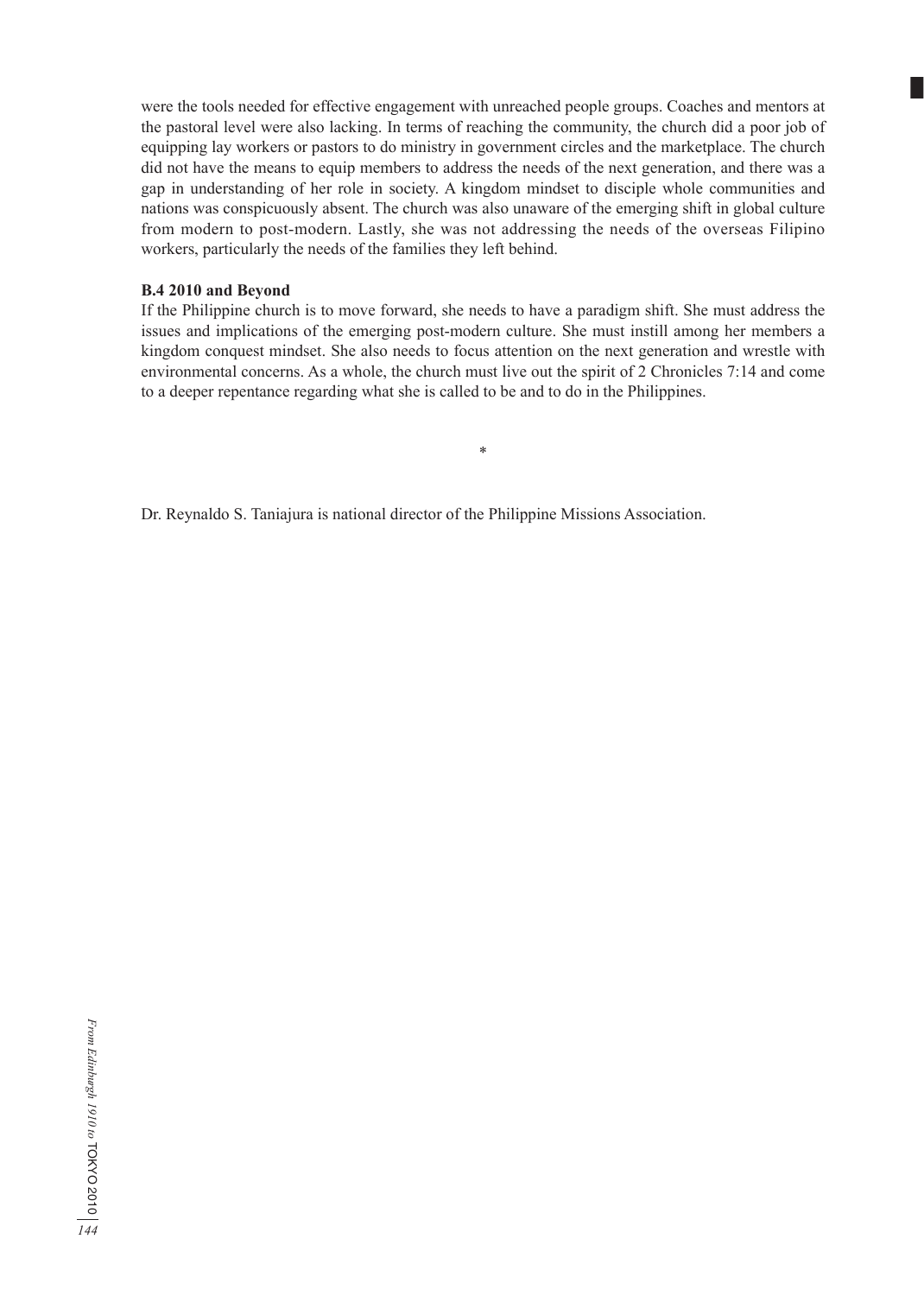were the tools needed for effective engagement with unreached people groups. Coaches and mentors at the pastoral level were also lacking. In terms of reaching the community, the church did a poor job of equipping lay workers or pastors to do ministry in government circles and the marketplace. The church did not have the means to equip members to address the needs of the next generation, and there was a gap in understanding of her role in society. A kingdom mindset to disciple whole communities and nations was conspicuously absent. The church was also unaware of the emerging shift in global culture from modern to post-modern. Lastly, she was not addressing the needs of the overseas Filipino workers, particularly the needs of the families they left behind.

**B.4 2010 and Beyond**

If the Philippine church is to move forward, she needs to have a paradigm shift. She must address the issues and implications of the emerging post-modern culture. She must instill among her members a kingdom conquest mindset. She also needs to focus attention on the next generation and wrestle with environmental concerns. As a whole, the church must live out the spirit of 2 Chronicles 7:14 and come to a deeper repentance regarding what she is called to be and to do in the Philippines.

*

Dr. Reynaldo S. Taniajura is national director of the Philippine Missions Association.